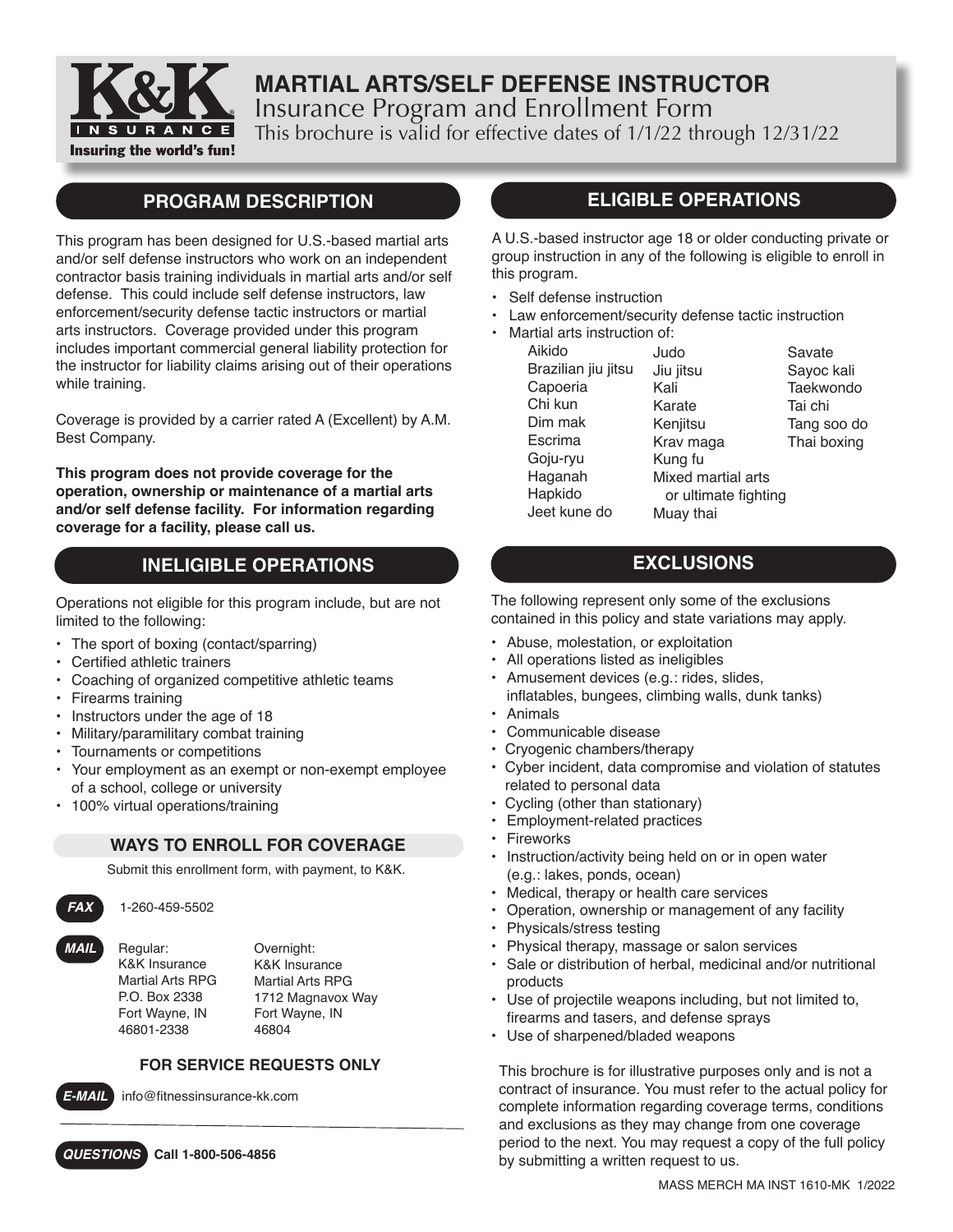# MARTIAL ARTS/SELF DEFENSE INSTRUCTOR

Insurance Program and Enrollment Form

This brochure is valid for effective dates of 1/1/22 through 12/31/22

## PROGRAM DESCRIPTION

This program has been designed for U.S.-based martial arts and/or self defense instructors who work on an independent contractor basis training individuals in martial arts and/or self defense. This could include self defense instructors, law enforcement/security defense tactic instructors or martial arts instructors. Coverage provided under this program includes important commercial general liability protection for the instructor for liability claims arising out of their operations while training.

Coverage is provided by a carrier rated A (Excellent) by A.M. Best Company.

**This program does not provide coverage for the operation, ownership or maintenance of a martial arts and/or self defense facility. For information regarding coverage for a facility, please call us.**

## INELIGIBLE OPERATIONS

Operations not eligible for this program include, but are not limited to the following:

- The sport of boxing (contact/sparring)
- Certified athletic trainers
- Coaching of organized competitive athletic teams
- Firearms training
- Instructors under the age of 18
- Military/paramilitary combat training
- Tournaments or competitions
- Your employment as an exempt or non-exempt employee of a school, college or university
- 100% virtual operations/training

### WAYS TO ENROLL FOR COVERAGE

Submit this enrollment form, with payment, to K&K.

**FAX** 1-260-459-5502

**MAIL**

Regular:
K&K Insurance
Martial Arts RPG
P.O. Box 2338
Fort Wayne, IN
46801-2338

Overnight:
K&K Insurance
Martial Arts RPG
1712 Magnavox Way
Fort Wayne, IN
46804

### FOR SERVICE REQUESTS ONLY

**E-MAIL** info@fitnessinsurance-kk.com

**QUESTIONS** **Call 1-800-506-4856**

## ELIGIBLE OPERATIONS

A U.S.-based instructor age 18 or older conducting private or group instruction in any of the following is eligible to enroll in this program.

- Self defense instruction
- Law enforcement/security defense tactic instruction
- Martial arts instruction of:
  - Aikido
  - Brazilian jiu jitsu
  - Capoeria
  - Chi kun
  - Dim mak
  - Escrima
  - Goju-ryu
  - Haganah
  - Hapkido
  - Jeet kune do
  - Judo
  - Jiu jitsu
  - Kali
  - Karate
  - Kenjitsu
  - Krav maga
  - Kung fu
  - Mixed martial arts or ultimate fighting
  - Muay thai
  - Savate
  - Sayoc kali
  - Taekwondo
  - Tai chi
  - Tang soo do
  - Thai boxing

## EXCLUSIONS

The following represent only some of the exclusions contained in this policy and state variations may apply.

- Abuse, molestation, or exploitation
- All operations listed as ineligibles
- Amusement devices (e.g.: rides, slides, inflatables, bungees, climbing walls, dunk tanks)
- Animals
- Communicable disease
- Cryogenic chambers/therapy
- Cyber incident, data compromise and violation of statutes related to personal data
- Cycling (other than stationary)
- Employment-related practices
- Fireworks
- Instruction/activity being held on or in open water (e.g.: lakes, ponds, ocean)
- Medical, therapy or health care services
- Operation, ownership or management of any facility
- Physicals/stress testing
- Physical therapy, massage or salon services
- Sale or distribution of herbal, medicinal and/or nutritional products
- Use of projectile weapons including, but not limited to, firearms and tasers, and defense sprays
- Use of sharpened/bladed weapons

This brochure is for illustrative purposes only and is not a contract of insurance. You must refer to the actual policy for complete information regarding coverage terms, conditions and exclusions as they may change from one coverage period to the next. You may request a copy of the full policy by submitting a written request to us.

MASS MERCH MA INST 1610-MK 1/2022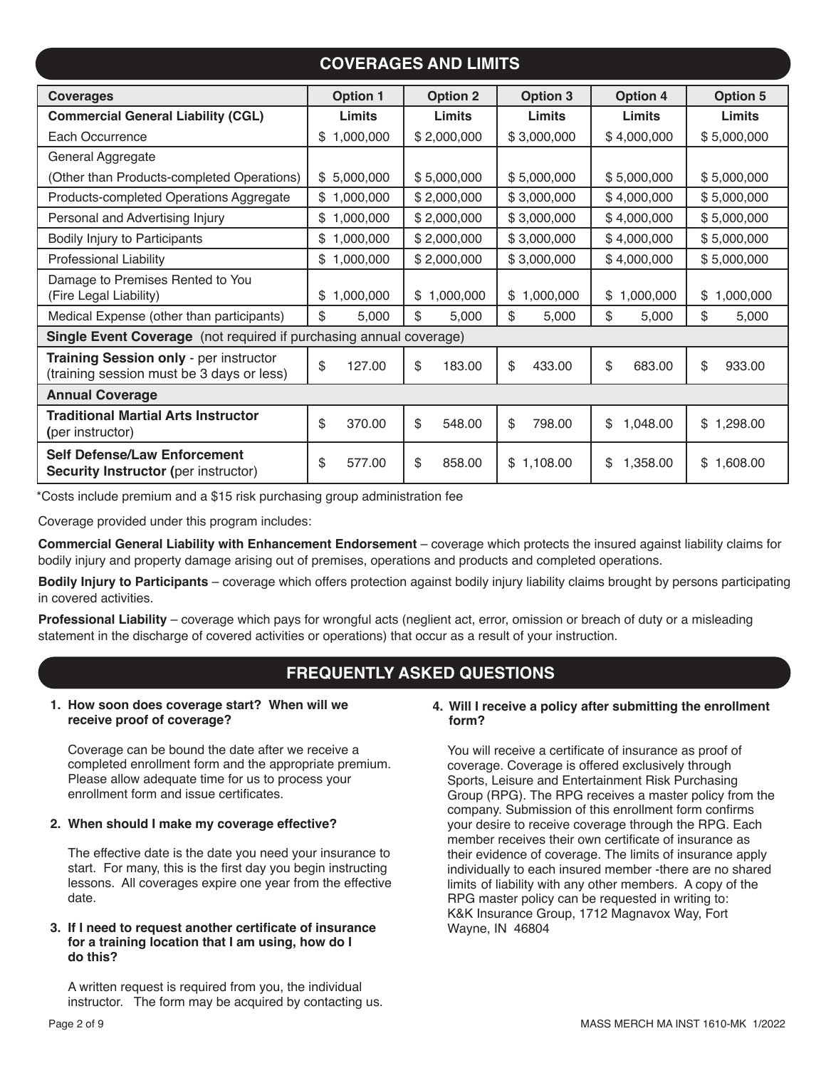## COVERAGES AND LIMITS

| Coverages | Option 1 | Option 2 | Option 3 | Option 4 | Option 5 |
|---|---|---|---|---|---|
| **Commercial General Liability (CGL)** | **Limits** | **Limits** | **Limits** | **Limits** | **Limits** |
| Each Occurrence | $ 1,000,000 | $ 2,000,000 | $ 3,000,000 | $ 4,000,000 | $ 5,000,000 |
| General Aggregate (Other than Products-completed Operations) | $ 5,000,000 | $ 5,000,000 | $ 5,000,000 | $ 5,000,000 | $ 5,000,000 |
| Products-completed Operations Aggregate | $ 1,000,000 | $ 2,000,000 | $ 3,000,000 | $ 4,000,000 | $ 5,000,000 |
| Personal and Advertising Injury | $ 1,000,000 | $ 2,000,000 | $ 3,000,000 | $ 4,000,000 | $ 5,000,000 |
| Bodily Injury to Participants | $ 1,000,000 | $ 2,000,000 | $ 3,000,000 | $ 4,000,000 | $ 5,000,000 |
| Professional Liability | $ 1,000,000 | $ 2,000,000 | $ 3,000,000 | $ 4,000,000 | $ 5,000,000 |
| Damage to Premises Rented to You (Fire Legal Liability) | $ 1,000,000 | $ 1,000,000 | $ 1,000,000 | $ 1,000,000 | $ 1,000,000 |
| Medical Expense (other than participants) | $ 5,000 | $ 5,000 | $ 5,000 | $ 5,000 | $ 5,000 |
| **Single Event Coverage** (not required if purchasing annual coverage) | | | | | |
| **Training Session only** - per instructor (training session must be 3 days or less) | $ 127.00 | $ 183.00 | $ 433.00 | $ 683.00 | $ 933.00 |
| **Annual Coverage** | | | | | |
| **Traditional Martial Arts Instructor (**per instructor) | $ 370.00 | $ 548.00 | $ 798.00 | $ 1,048.00 | $ 1,298.00 |
| **Self Defense/Law Enforcement Security Instructor (**per instructor) | $ 577.00 | $ 858.00 | $ 1,108.00 | $ 1,358.00 | $ 1,608.00 |

*Costs include premium and a $15 risk purchasing group administration fee

Coverage provided under this program includes:

**Commercial General Liability with Enhancement Endorsement** – coverage which protects the insured against liability claims for bodily injury and property damage arising out of premises, operations and products and completed operations.

**Bodily Injury to Participants** – coverage which offers protection against bodily injury liability claims brought by persons participating in covered activities.

**Professional Liability** – coverage which pays for wrongful acts (neglient act, error, omission or breach of duty or a misleading statement in the discharge of covered activities or operations) that occur as a result of your instruction.

## FREQUENTLY ASKED QUESTIONS

**1. How soon does coverage start? When will we receive proof of coverage?**

Coverage can be bound the date after we receive a completed enrollment form and the appropriate premium. Please allow adequate time for us to process your enrollment form and issue certificates.

**2. When should I make my coverage effective?**

The effective date is the date you need your insurance to start. For many, this is the first day you begin instructing lessons. All coverages expire one year from the effective date.

**3. If I need to request another certificate of insurance for a training location that I am using, how do I do this?**

A written request is required from you, the individual instructor. The form may be acquired by contacting us.

**4. Will I receive a policy after submitting the enrollment form?**

You will receive a certificate of insurance as proof of coverage. Coverage is offered exclusively through Sports, Leisure and Entertainment Risk Purchasing Group (RPG). The RPG receives a master policy from the company. Submission of this enrollment form confirms your desire to receive coverage through the RPG. Each member receives their own certificate of insurance as their evidence of coverage. The limits of insurance apply individually to each insured member -there are no shared limits of liability with any other members. A copy of the RPG master policy can be requested in writing to: K&K Insurance Group, 1712 Magnavox Way, Fort Wayne, IN 46804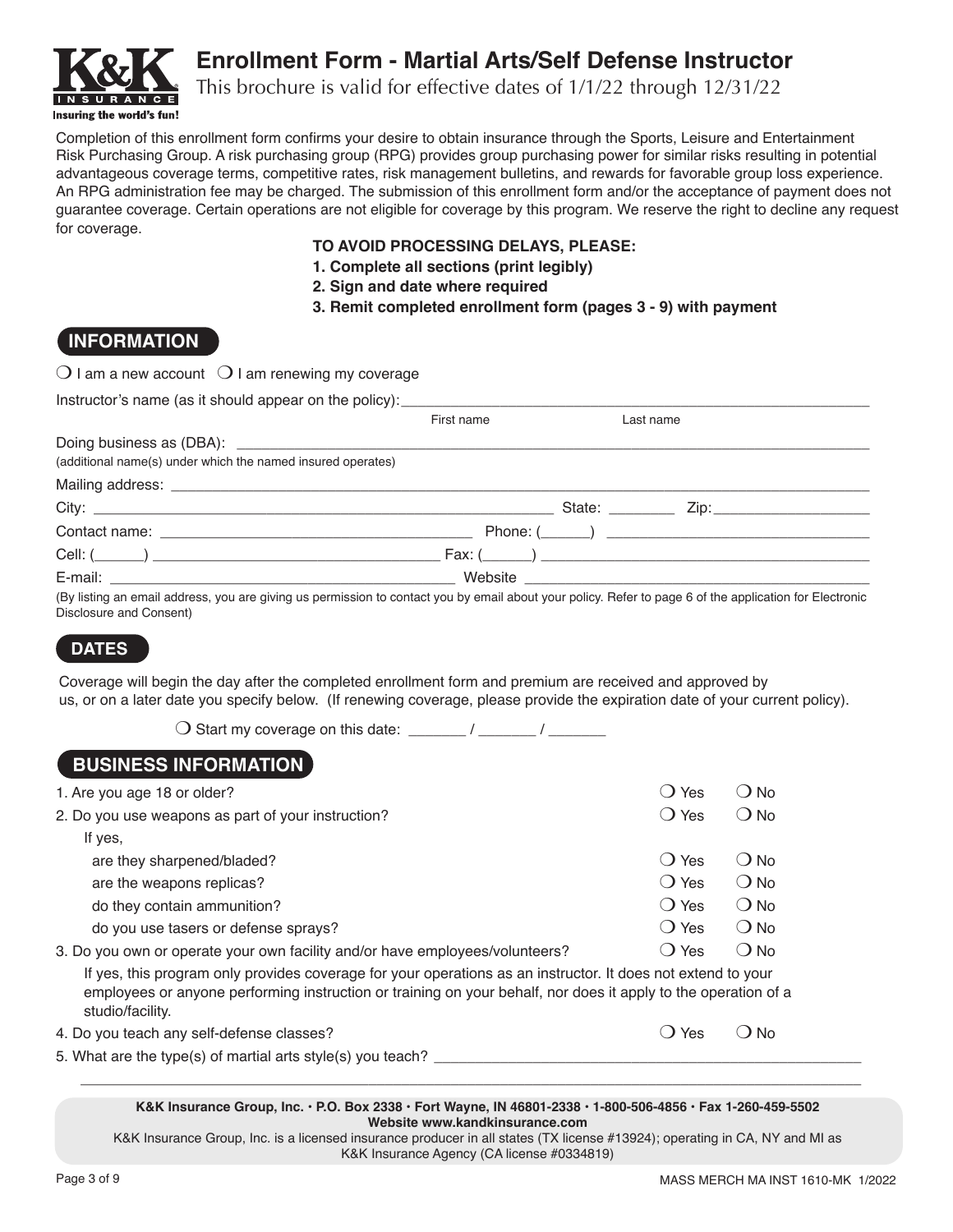# Enrollment Form - Martial Arts/Self Defense Instructor

This brochure is valid for effective dates of 1/1/22 through 12/31/22

Completion of this enrollment form confirms your desire to obtain insurance through the Sports, Leisure and Entertainment Risk Purchasing Group. A risk purchasing group (RPG) provides group purchasing power for similar risks resulting in potential advantageous coverage terms, competitive rates, risk management bulletins, and rewards for favorable group loss experience. An RPG administration fee may be charged. The submission of this enrollment form and/or the acceptance of payment does not guarantee coverage. Certain operations are not eligible for coverage by this program. We reserve the right to decline any request for coverage.

**TO AVOID PROCESSING DELAYS, PLEASE:**
**1. Complete all sections (print legibly)**
**2. Sign and date where required**
**3. Remit completed enrollment form (pages 3 - 9) with payment**

## INFORMATION

❍ I am a new account ❍ I am renewing my coverage

Instructor's name (as it should appear on the policy): ______________________________
First name Last name

Doing business as (DBA): ______________________________
(additional name(s) under which the named insured operates)

Mailing address: ______________________________

City: ______________________ State: ________ Zip: ____________

Contact name: ______________________ Phone: (______) ______________________

Cell: (______) ______________________ Fax: (______) ______________________

E-mail: ______________________ Website ______________________

(By listing an email address, you are giving us permission to contact you by email about your policy. Refer to page 6 of the application for Electronic Disclosure and Consent)

## DATES

Coverage will begin the day after the completed enrollment form and premium are received and approved by us, or on a later date you specify below. (If renewing coverage, please provide the expiration date of your current policy).

❍ Start my coverage on this date: _______ / _______ / _______

## BUSINESS INFORMATION

1. Are you age 18 or older? ❍ Yes ❍ No
2. Do you use weapons as part of your instruction? ❍ Yes ❍ No
   If yes,
   - are they sharpened/bladed? ❍ Yes ❍ No
   - are the weapons replicas? ❍ Yes ❍ No
   - do they contain ammunition? ❍ Yes ❍ No
   - do you use tasers or defense sprays? ❍ Yes ❍ No
3. Do you own or operate your own facility and/or have employees/volunteers? ❍ Yes ❍ No
   If yes, this program only provides coverage for your operations as an instructor. It does not extend to your employees or anyone performing instruction or training on your behalf, nor does it apply to the operation of a studio/facility.
4. Do you teach any self-defense classes? ❍ Yes ❍ No
5. What are the type(s) of martial arts style(s) you teach? ______________________________

______________________________

**K&K Insurance Group, Inc. • P.O. Box 2338 • Fort Wayne, IN 46801-2338 • 1-800-506-4856 • Fax 1-260-459-5502**
**Website www.kandkinsurance.com**
K&K Insurance Group, Inc. is a licensed insurance producer in all states (TX license #13924); operating in CA, NY and MI as K&K Insurance Agency (CA license #0334819)

MASS MERCH MA INST 1610-MK 1/2022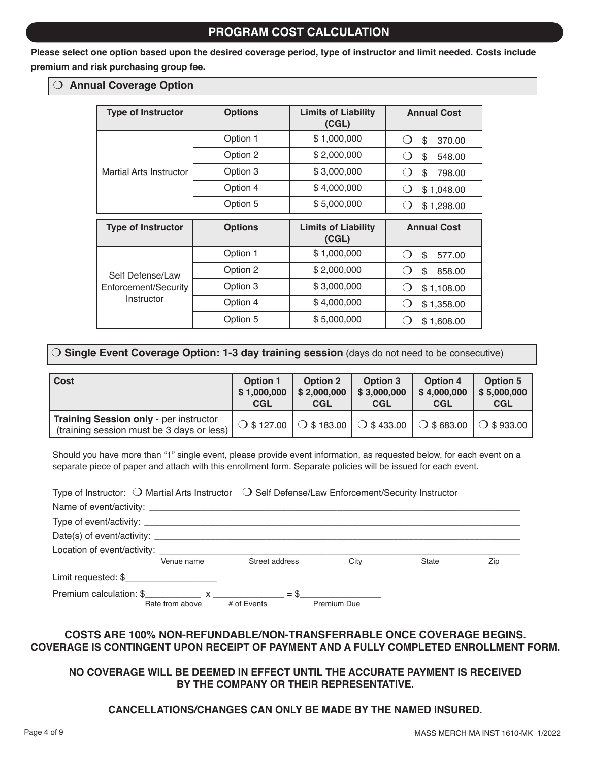## PROGRAM COST CALCULATION

**Please select one option based upon the desired coverage period, type of instructor and limit needed. Costs include premium and risk purchasing group fee.**

❍ **Annual Coverage Option**

| Type of Instructor | Options | Limits of Liability (CGL) | Annual Cost |
|---|---|---|---|
| Martial Arts Instructor | Option 1 | $ 1,000,000 | ❍ $ 370.00 |
| | Option 2 | $ 2,000,000 | ❍ $ 548.00 |
| | Option 3 | $ 3,000,000 | ❍ $ 798.00 |
| | Option 4 | $ 4,000,000 | ❍ $ 1,048.00 |
| | Option 5 | $ 5,000,000 | ❍ $ 1,298.00 |

| Type of Instructor | Options | Limits of Liability (CGL) | Annual Cost |
|---|---|---|---|
| Self Defense/Law Enforcement/Security Instructor | Option 1 | $ 1,000,000 | ❍ $ 577.00 |
| | Option 2 | $ 2,000,000 | ❍ $ 858.00 |
| | Option 3 | $ 3,000,000 | ❍ $ 1,108.00 |
| | Option 4 | $ 4,000,000 | ❍ $ 1,358.00 |
| | Option 5 | $ 5,000,000 | ❍ $ 1,608.00 |

❍ **Single Event Coverage Option: 1-3 day training session** (days do not need to be consecutive)

| Cost | Option 1 $ 1,000,000 CGL | Option 2 $ 2,000,000 CGL | Option 3 $ 3,000,000 CGL | Option 4 $ 4,000,000 CGL | Option 5 $ 5,000,000 CGL |
|---|---|---|---|---|---|
| **Training Session only** - per instructor (training session must be 3 days or less) | ❍ $ 127.00 | ❍ $ 183.00 | ❍ $ 433.00 | ❍ $ 683.00 | ❍ $ 933.00 |

Should you have more than "1" single event, please provide event information, as requested below, for each event on a separate piece of paper and attach with this enrollment form. Separate policies will be issued for each event.

Type of Instructor: ❍ Martial Arts Instructor ❍ Self Defense/Law Enforcement/Security Instructor

Name of event/activity: ______________________________

Type of event/activity: ______________________________

Date(s) of event/activity: ______________________________

Location of event/activity: ______________________________
Venue name Street address City State Zip

Limit requested: $__________________

Premium calculation: $___________ x ______________ = $________________
Rate from above # of Events Premium Due

**COSTS ARE 100% NON-REFUNDABLE/NON-TRANSFERRABLE ONCE COVERAGE BEGINS.**
**COVERAGE IS CONTINGENT UPON RECEIPT OF PAYMENT AND A FULLY COMPLETED ENROLLMENT FORM.**

**NO COVERAGE WILL BE DEEMED IN EFFECT UNTIL THE ACCURATE PAYMENT IS RECEIVED BY THE COMPANY OR THEIR REPRESENTATIVE.**

**CANCELLATIONS/CHANGES CAN ONLY BE MADE BY THE NAMED INSURED.**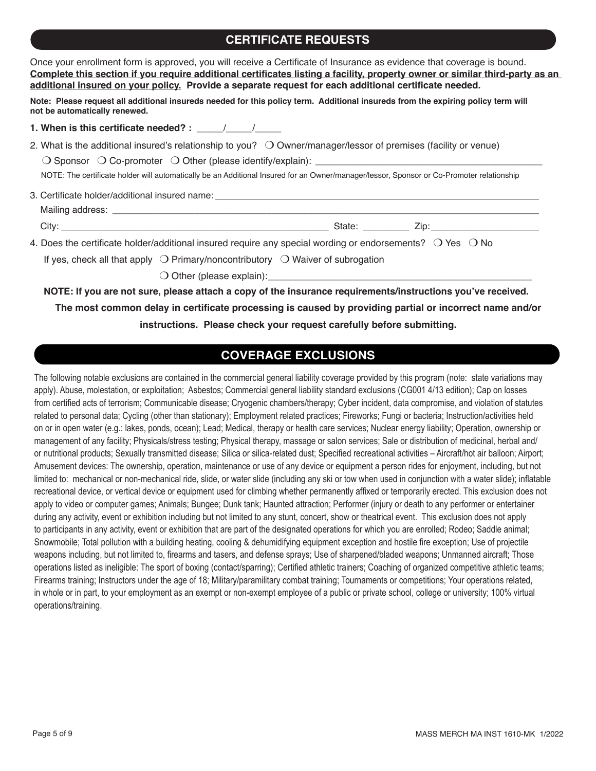## CERTIFICATE REQUESTS

Once your enrollment form is approved, you will receive a Certificate of Insurance as evidence that coverage is bound. **Complete this section if you require additional certificates listing a facility, property owner or similar third-party as an additional insured on your policy. Provide a separate request for each additional certificate needed.**

**Note: Please request all additional insureds needed for this policy term. Additional insureds from the expiring policy term will not be automatically renewed.**

**1. When is this certificate needed? :** _____/_____/_____

2. What is the additional insured's relationship to you? ❍ Owner/manager/lessor of premises (facility or venue)

   ❍ Sponsor ❍ Co-promoter ❍ Other (please identify/explain): ____________________________________________

   NOTE: The certificate holder will automatically be an Additional Insured for an Owner/manager/lessor, Sponsor or Co-Promoter relationship

3. Certificate holder/additional insured name: ____________________________________________

   Mailing address: ____________________________________________

   City: ______________________________ State: _________ Zip: _____________________

4. Does the certificate holder/additional insured require any special wording or endorsements? ❍ Yes ❍ No

   If yes, check all that apply ❍ Primary/noncontributory ❍ Waiver of subrogation

   ❍ Other (please explain): ____________________________________________

**NOTE: If you are not sure, please attach a copy of the insurance requirements/instructions you've received.**

**The most common delay in certificate processing is caused by providing partial or incorrect name and/or instructions. Please check your request carefully before submitting.**

## COVERAGE EXCLUSIONS

The following notable exclusions are contained in the commercial general liability coverage provided by this program (note: state variations may apply). Abuse, molestation, or exploitation; Asbestos; Commercial general liability standard exclusions (CG001 4/13 edition); Cap on losses from certified acts of terrorism; Communicable disease; Cryogenic chambers/therapy; Cyber incident, data compromise, and violation of statutes related to personal data; Cycling (other than stationary); Employment related practices; Fireworks; Fungi or bacteria; Instruction/activities held on or in open water (e.g.: lakes, ponds, ocean); Lead; Medical, therapy or health care services; Nuclear energy liability; Operation, ownership or management of any facility; Physicals/stress testing; Physical therapy, massage or salon services; Sale or distribution of medicinal, herbal and/or nutritional products; Sexually transmitted disease; Silica or silica-related dust; Specified recreational activities – Aircraft/hot air balloon; Airport; Amusement devices: The ownership, operation, maintenance or use of any device or equipment a person rides for enjoyment, including, but not limited to: mechanical or non-mechanical ride, slide, or water slide (including any ski or tow when used in conjunction with a water slide); inflatable recreational device, or vertical device or equipment used for climbing whether permanently affixed or temporarily erected. This exclusion does not apply to video or computer games; Animals; Bungee; Dunk tank; Haunted attraction; Performer (injury or death to any performer or entertainer during any activity, event or exhibition including but not limited to any stunt, concert, show or theatrical event. This exclusion does not apply to participants in any activity, event or exhibition that are part of the designated operations for which you are enrolled; Rodeo; Saddle animal; Snowmobile; Total pollution with a building heating, cooling & dehumidifying equipment exception and hostile fire exception; Use of projectile weapons including, but not limited to, firearms and tasers, and defense sprays; Use of sharpened/bladed weapons; Unmanned aircraft; Those operations listed as ineligible: The sport of boxing (contact/sparring); Certified athletic trainers; Coaching of organized competitive athletic teams; Firearms training; Instructors under the age of 18; Military/paramilitary combat training; Tournaments or competitions; Your operations related, in whole or in part, to your employment as an exempt or non-exempt employee of a public or private school, college or university; 100% virtual operations/training.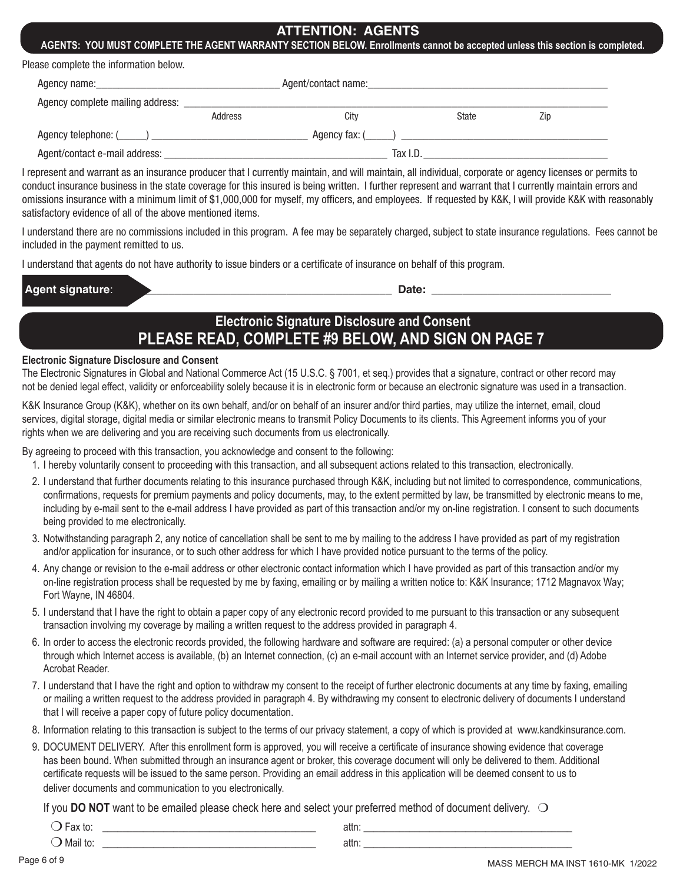## ATTENTION: AGENTS

**AGENTS: YOU MUST COMPLETE THE AGENT WARRANTY SECTION BELOW. Enrollments cannot be accepted unless this section is completed.**

Please complete the information below.

Agency name:___________________________________ Agent/contact name:_______________________________________________

Agency complete mailing address: ________________________________________________________________________________

Address City State Zip

Agency telephone: (_____) _____________________________ Agency fax: (_____) _______________________________________

Agent/contact e-mail address: __________________________________________ Tax I.D.___________________________________

I represent and warrant as an insurance producer that I currently maintain, and will maintain, all individual, corporate or agency licenses or permits to conduct insurance business in the state coverage for this insured is being written. I further represent and warrant that I currently maintain errors and omissions insurance with a minimum limit of $1,000,000 for myself, my officers, and employees. If requested by K&K, I will provide K&K with reasonably satisfactory evidence of all of the above mentioned items.

I understand there are no commissions included in this program. A fee may be separately charged, subject to state insurance regulations. Fees cannot be included in the payment remitted to us.

I understand that agents do not have authority to issue binders or a certificate of insurance on behalf of this program.

**Agent signature**: ____________________________________________ **Date:** _________________________________

## Electronic Signature Disclosure and Consent
## PLEASE READ, COMPLETE #9 BELOW, AND SIGN ON PAGE 7

**Electronic Signature Disclosure and Consent**

The Electronic Signatures in Global and National Commerce Act (15 U.S.C. § 7001, et seq.) provides that a signature, contract or other record may not be denied legal effect, validity or enforceability solely because it is in electronic form or because an electronic signature was used in a transaction.

K&K Insurance Group (K&K), whether on its own behalf, and/or on behalf of an insurer and/or third parties, may utilize the internet, email, cloud services, digital storage, digital media or similar electronic means to transmit Policy Documents to its clients. This Agreement informs you of your rights when we are delivering and you are receiving such documents from us electronically.

By agreeing to proceed with this transaction, you acknowledge and consent to the following:

1. I hereby voluntarily consent to proceeding with this transaction, and all subsequent actions related to this transaction, electronically.
2. I understand that further documents relating to this insurance purchased through K&K, including but not limited to correspondence, communications, confirmations, requests for premium payments and policy documents, may, to the extent permitted by law, be transmitted by electronic means to me, including by e-mail sent to the e-mail address I have provided as part of this transaction and/or my on-line registration. I consent to such documents being provided to me electronically.
3. Notwithstanding paragraph 2, any notice of cancellation shall be sent to me by mailing to the address I have provided as part of my registration and/or application for insurance, or to such other address for which I have provided notice pursuant to the terms of the policy.
4. Any change or revision to the e-mail address or other electronic contact information which I have provided as part of this transaction and/or my on-line registration process shall be requested by me by faxing, emailing or by mailing a written notice to: K&K Insurance; 1712 Magnavox Way; Fort Wayne, IN 46804.
5. I understand that I have the right to obtain a paper copy of any electronic record provided to me pursuant to this transaction or any subsequent transaction involving my coverage by mailing a written request to the address provided in paragraph 4.
6. In order to access the electronic records provided, the following hardware and software are required: (a) a personal computer or other device through which Internet access is available, (b) an Internet connection, (c) an e-mail account with an Internet service provider, and (d) Adobe Acrobat Reader.
7. I understand that I have the right and option to withdraw my consent to the receipt of further electronic documents at any time by faxing, emailing or mailing a written request to the address provided in paragraph 4. By withdrawing my consent to electronic delivery of documents I understand that I will receive a paper copy of future policy documentation.
8. Information relating to this transaction is subject to the terms of our privacy statement, a copy of which is provided at www.kandkinsurance.com.
9. DOCUMENT DELIVERY. After this enrollment form is approved, you will receive a certificate of insurance showing evidence that coverage has been bound. When submitted through an insurance agent or broker, this coverage document will only be delivered to them. Additional certificate requests will be issued to the same person. Providing an email address in this application will be deemed consent to us to deliver documents and communication to you electronically.

If you **DO NOT** want to be emailed please check here and select your preferred method of document delivery. ❍

❍ Fax to: ________________________________________ attn: ________________________________________

❍ Mail to: ________________________________________ attn: ________________________________________

MASS MERCH MA INST 1610-MK 1/2022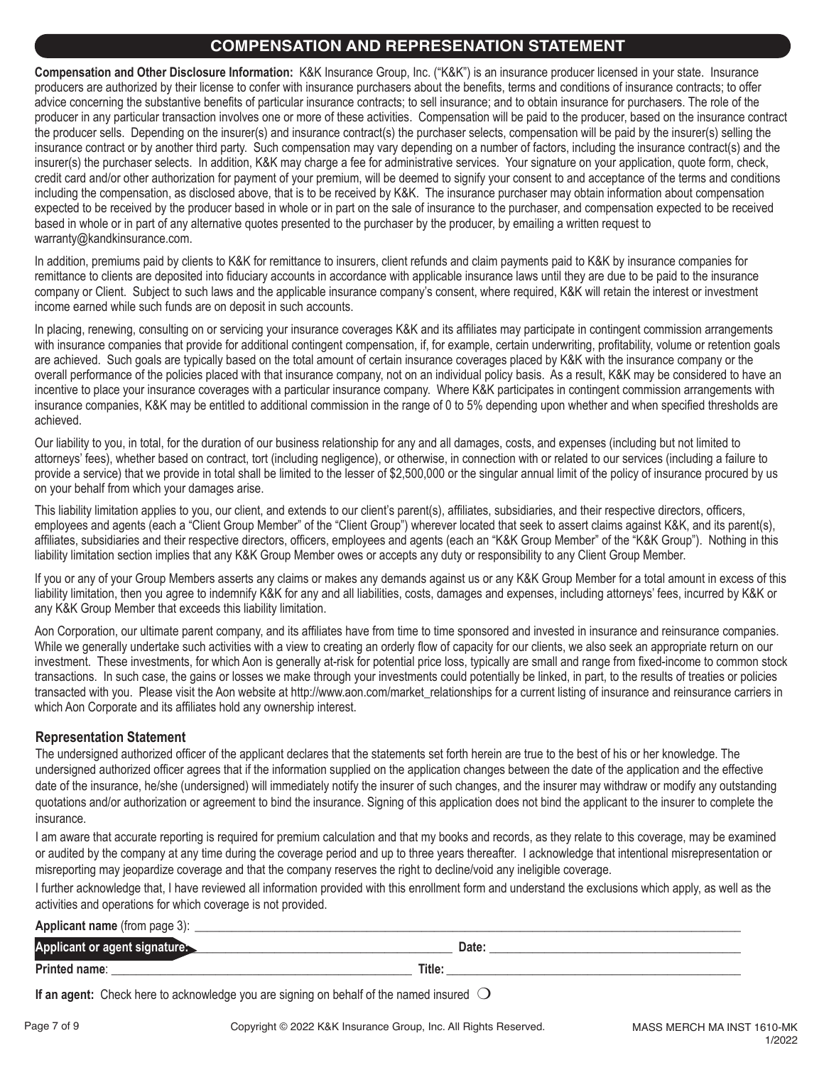## COMPENSATION AND REPRESENATION STATEMENT

**Compensation and Other Disclosure Information:** K&K Insurance Group, Inc. ("K&K") is an insurance producer licensed in your state. Insurance producers are authorized by their license to confer with insurance purchasers about the benefits, terms and conditions of insurance contracts; to offer advice concerning the substantive benefits of particular insurance contracts; to sell insurance; and to obtain insurance for purchasers. The role of the producer in any particular transaction involves one or more of these activities. Compensation will be paid to the producer, based on the insurance contract the producer sells. Depending on the insurer(s) and insurance contract(s) the purchaser selects, compensation will be paid by the insurer(s) selling the insurance contract or by another third party. Such compensation may vary depending on a number of factors, including the insurance contract(s) and the insurer(s) the purchaser selects. In addition, K&K may charge a fee for administrative services. Your signature on your application, quote form, check, credit card and/or other authorization for payment of your premium, will be deemed to signify your consent to and acceptance of the terms and conditions including the compensation, as disclosed above, that is to be received by K&K. The insurance purchaser may obtain information about compensation expected to be received by the producer based in whole or in part on the sale of insurance to the purchaser, and compensation expected to be received based in whole or in part of any alternative quotes presented to the purchaser by the producer, by emailing a written request to warranty@kandkinsurance.com.

In addition, premiums paid by clients to K&K for remittance to insurers, client refunds and claim payments paid to K&K by insurance companies for remittance to clients are deposited into fiduciary accounts in accordance with applicable insurance laws until they are due to be paid to the insurance company or Client. Subject to such laws and the applicable insurance company's consent, where required, K&K will retain the interest or investment income earned while such funds are on deposit in such accounts.

In placing, renewing, consulting on or servicing your insurance coverages K&K and its affiliates may participate in contingent commission arrangements with insurance companies that provide for additional contingent compensation, if, for example, certain underwriting, profitability, volume or retention goals are achieved. Such goals are typically based on the total amount of certain insurance coverages placed by K&K with the insurance company or the overall performance of the policies placed with that insurance company, not on an individual policy basis. As a result, K&K may be considered to have an incentive to place your insurance coverages with a particular insurance company. Where K&K participates in contingent commission arrangements with insurance companies, K&K may be entitled to additional commission in the range of 0 to 5% depending upon whether and when specified thresholds are achieved.

Our liability to you, in total, for the duration of our business relationship for any and all damages, costs, and expenses (including but not limited to attorneys' fees), whether based on contract, tort (including negligence), or otherwise, in connection with or related to our services (including a failure to provide a service) that we provide in total shall be limited to the lesser of $2,500,000 or the singular annual limit of the policy of insurance procured by us on your behalf from which your damages arise.

This liability limitation applies to you, our client, and extends to our client's parent(s), affiliates, subsidiaries, and their respective directors, officers, employees and agents (each a "Client Group Member" of the "Client Group") wherever located that seek to assert claims against K&K, and its parent(s), affiliates, subsidiaries and their respective directors, officers, employees and agents (each an "K&K Group Member" of the "K&K Group"). Nothing in this liability limitation section implies that any K&K Group Member owes or accepts any duty or responsibility to any Client Group Member.

If you or any of your Group Members asserts any claims or makes any demands against us or any K&K Group Member for a total amount in excess of this liability limitation, then you agree to indemnify K&K for any and all liabilities, costs, damages and expenses, including attorneys' fees, incurred by K&K or any K&K Group Member that exceeds this liability limitation.

Aon Corporation, our ultimate parent company, and its affiliates have from time to time sponsored and invested in insurance and reinsurance companies. While we generally undertake such activities with a view to creating an orderly flow of capacity for our clients, we also seek an appropriate return on our investment. These investments, for which Aon is generally at-risk for potential price loss, typically are small and range from fixed-income to common stock transactions. In such case, the gains or losses we make through your investments could potentially be linked, in part, to the results of treaties or policies transacted with you. Please visit the Aon website at http://www.aon.com/market_relationships for a current listing of insurance and reinsurance carriers in which Aon Corporate and its affiliates hold any ownership interest.

### Representation Statement

The undersigned authorized officer of the applicant declares that the statements set forth herein are true to the best of his or her knowledge. The undersigned authorized officer agrees that if the information supplied on the application changes between the date of the application and the effective date of the insurance, he/she (undersigned) will immediately notify the insurer of such changes, and the insurer may withdraw or modify any outstanding quotations and/or authorization or agreement to bind the insurance. Signing of this application does not bind the applicant to the insurer to complete the insurance.

I am aware that accurate reporting is required for premium calculation and that my books and records, as they relate to this coverage, may be examined or audited by the company at any time during the coverage period and up to three years thereafter. I acknowledge that intentional misrepresentation or misreporting may jeopardize coverage and that the company reserves the right to decline/void any ineligible coverage.

I further acknowledge that, I have reviewed all information provided with this enrollment form and understand the exclusions which apply, as well as the activities and operations for which coverage is not provided.

**Applicant name** (from page 3): ____________________

**Applicant or agent signature:** ____________________ **Date:** ____________________

**Printed name**: ____________________ **Title:** ____________________

**If an agent:** Check here to acknowledge you are signing on behalf of the named insured ❍

MASS MERCH MA INST 1610-MK 1/2022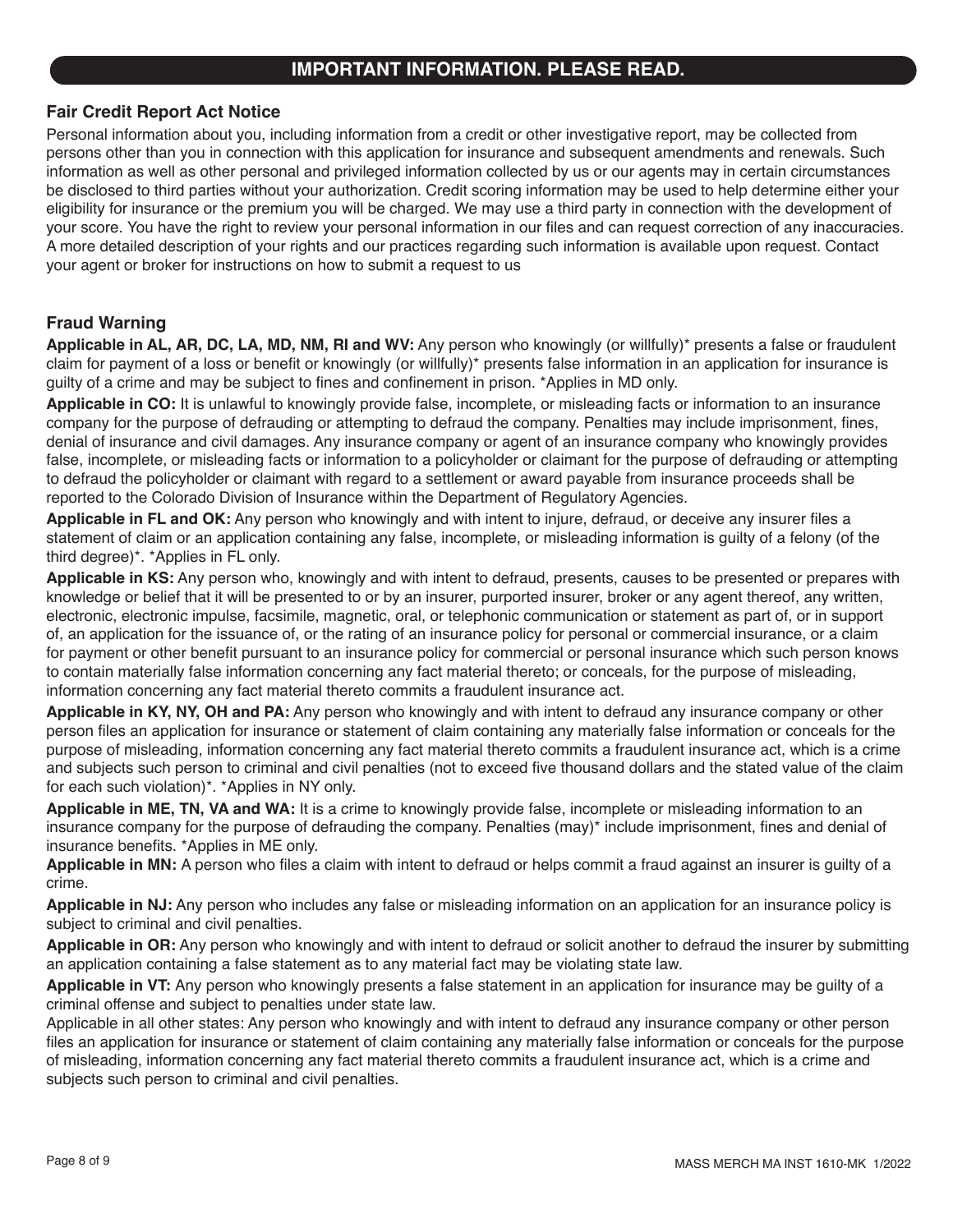# IMPORTANT INFORMATION. PLEASE READ.

## Fair Credit Report Act Notice

Personal information about you, including information from a credit or other investigative report, may be collected from persons other than you in connection with this application for insurance and subsequent amendments and renewals. Such information as well as other personal and privileged information collected by us or our agents may in certain circumstances be disclosed to third parties without your authorization. Credit scoring information may be used to help determine either your eligibility for insurance or the premium you will be charged. We may use a third party in connection with the development of your score. You have the right to review your personal information in our files and can request correction of any inaccuracies. A more detailed description of your rights and our practices regarding such information is available upon request. Contact your agent or broker for instructions on how to submit a request to us

## Fraud Warning

**Applicable in AL, AR, DC, LA, MD, NM, RI and WV:** Any person who knowingly (or willfully)* presents a false or fraudulent claim for payment of a loss or benefit or knowingly (or willfully)* presents false information in an application for insurance is guilty of a crime and may be subject to fines and confinement in prison. *Applies in MD only.

**Applicable in CO:** It is unlawful to knowingly provide false, incomplete, or misleading facts or information to an insurance company for the purpose of defrauding or attempting to defraud the company. Penalties may include imprisonment, fines, denial of insurance and civil damages. Any insurance company or agent of an insurance company who knowingly provides false, incomplete, or misleading facts or information to a policyholder or claimant for the purpose of defrauding or attempting to defraud the policyholder or claimant with regard to a settlement or award payable from insurance proceeds shall be reported to the Colorado Division of Insurance within the Department of Regulatory Agencies.

**Applicable in FL and OK:** Any person who knowingly and with intent to injure, defraud, or deceive any insurer files a statement of claim or an application containing any false, incomplete, or misleading information is guilty of a felony (of the third degree)*. *Applies in FL only.

**Applicable in KS:** Any person who, knowingly and with intent to defraud, presents, causes to be presented or prepares with knowledge or belief that it will be presented to or by an insurer, purported insurer, broker or any agent thereof, any written, electronic, electronic impulse, facsimile, magnetic, oral, or telephonic communication or statement as part of, or in support of, an application for the issuance of, or the rating of an insurance policy for personal or commercial insurance, or a claim for payment or other benefit pursuant to an insurance policy for commercial or personal insurance which such person knows to contain materially false information concerning any fact material thereto; or conceals, for the purpose of misleading, information concerning any fact material thereto commits a fraudulent insurance act.

**Applicable in KY, NY, OH and PA:** Any person who knowingly and with intent to defraud any insurance company or other person files an application for insurance or statement of claim containing any materially false information or conceals for the purpose of misleading, information concerning any fact material thereto commits a fraudulent insurance act, which is a crime and subjects such person to criminal and civil penalties (not to exceed five thousand dollars and the stated value of the claim for each such violation)*. *Applies in NY only.

**Applicable in ME, TN, VA and WA:** It is a crime to knowingly provide false, incomplete or misleading information to an insurance company for the purpose of defrauding the company. Penalties (may)* include imprisonment, fines and denial of insurance benefits. *Applies in ME only.

**Applicable in MN:** A person who files a claim with intent to defraud or helps commit a fraud against an insurer is guilty of a crime.

**Applicable in NJ:** Any person who includes any false or misleading information on an application for an insurance policy is subject to criminal and civil penalties.

**Applicable in OR:** Any person who knowingly and with intent to defraud or solicit another to defraud the insurer by submitting an application containing a false statement as to any material fact may be violating state law.

**Applicable in VT:** Any person who knowingly presents a false statement in an application for insurance may be guilty of a criminal offense and subject to penalties under state law.

Applicable in all other states: Any person who knowingly and with intent to defraud any insurance company or other person files an application for insurance or statement of claim containing any materially false information or conceals for the purpose of misleading, information concerning any fact material thereto commits a fraudulent insurance act, which is a crime and subjects such person to criminal and civil penalties.

MASS MERCH MA INST 1610-MK 1/2022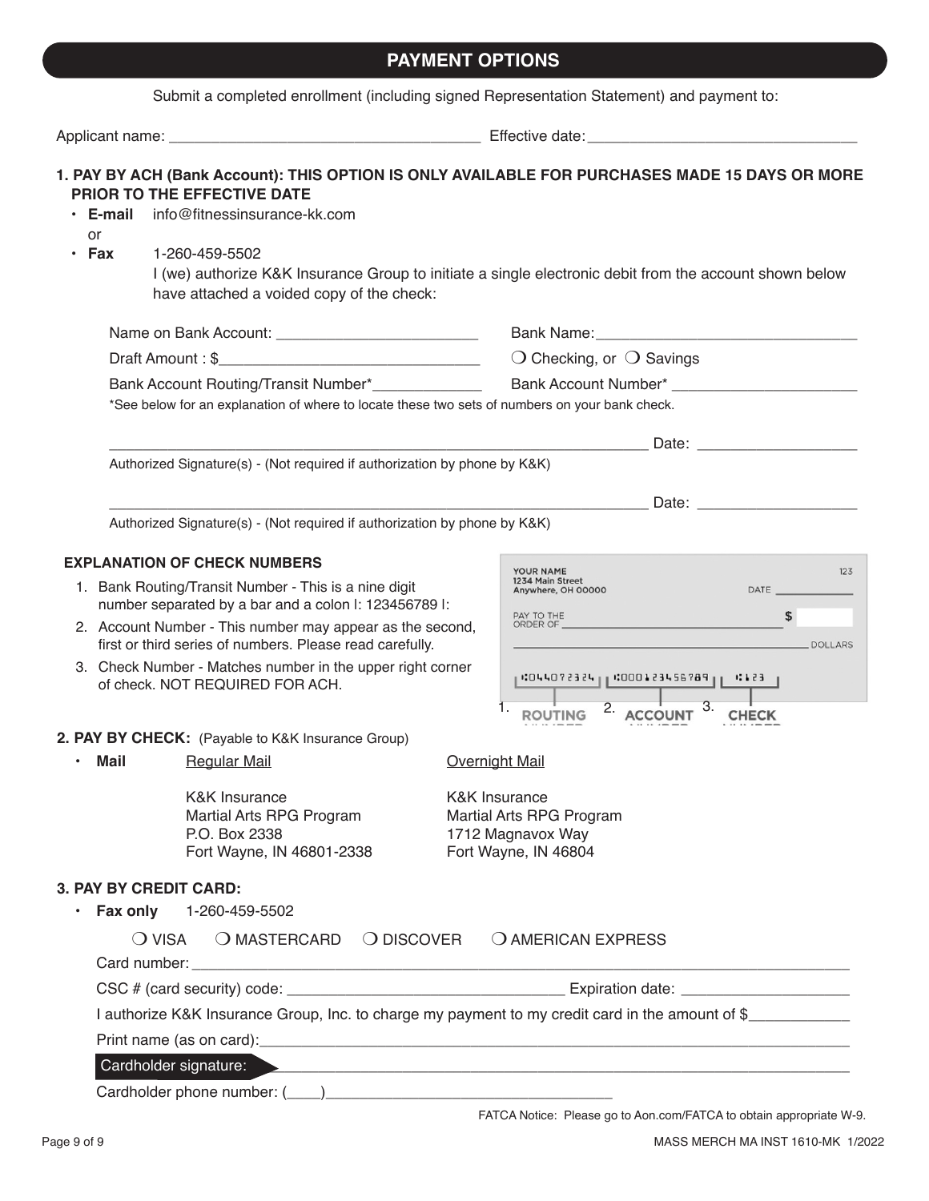## PAYMENT OPTIONS

Submit a completed enrollment (including signed Representation Statement) and payment to:

Applicant name: ___________________________________ Effective date: ______________________________

**1. PAY BY ACH (Bank Account): THIS OPTION IS ONLY AVAILABLE FOR PURCHASES MADE 15 DAYS OR MORE PRIOR TO THE EFFECTIVE DATE**

- **E-mail** info@fitnessinsurance-kk.com

  or
- **Fax** 1-260-459-5502

  I (we) authorize K&K Insurance Group to initiate a single electronic debit from the account shown below have attached a voided copy of the check:

Name on Bank Account: ________________________ Bank Name: ______________________________

Draft Amount : $______________________________ ❍ Checking, or ❍ Savings

Bank Account Routing/Transit Number*_____________ Bank Account Number* ______________________

*See below for an explanation of where to locate these two sets of numbers on your bank check.

_________________________________________________________________ Date: __________________

Authorized Signature(s) - (Not required if authorization by phone by K&K)

_________________________________________________________________ Date: __________________

Authorized Signature(s) - (Not required if authorization by phone by K&K)

**EXPLANATION OF CHECK NUMBERS**

1. Bank Routing/Transit Number - This is a nine digit number separated by a bar and a colon l: 123456789 l:
2. Account Number - This number may appear as the second, first or third series of numbers. Please read carefully.
3. Check Number - Matches number in the upper right corner of check. NOT REQUIRED FOR ACH.

YOUR NAME
1234 Main Street
Anywhere, OH 00000
123
DATE
PAY TO THE ORDER OF
$
DOLLARS
1. ROUTING NUMBER 2. ACCOUNT NUMBER 3. CHECK NUMBER

**2. PAY BY CHECK:** (Payable to K&K Insurance Group)

- **Mail**

| Regular Mail | Overnight Mail |
|---|---|
| K&K Insurance | K&K Insurance |
| Martial Arts RPG Program | Martial Arts RPG Program |
| P.O. Box 2338 | 1712 Magnavox Way |
| Fort Wayne, IN 46801-2338 | Fort Wayne, IN 46804 |

**3. PAY BY CREDIT CARD:**

- **Fax only** 1-260-459-5502

❍ VISA ❍ MASTERCARD ❍ DISCOVER ❍ AMERICAN EXPRESS

Card number: ______________________________________________________________________

CSC # (card security) code: ________________________________ Expiration date: ____________________

I authorize K&K Insurance Group, Inc. to charge my payment to my credit card in the amount of $____________

Print name (as on card): _____________________________________________________________

Cardholder signature: _______________________________________________________________

Cardholder phone number: (____)__________________________________

FATCA Notice: Please go to Aon.com/FATCA to obtain appropriate W-9.

MASS MERCH MA INST 1610-MK 1/2022